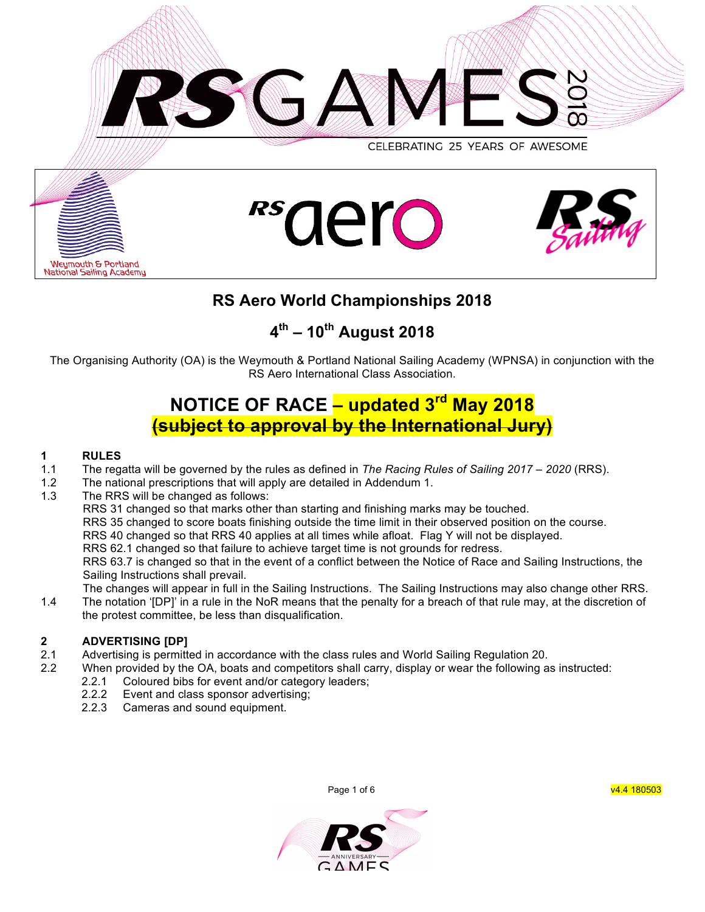# RS GAMES 2018

CELEBRATING 25 YEARS OF AWESOME

Weymouth & Portland National Sailing Academy

RS aero

RS Sailing

## RS Aero World Championships 2018

## 4th – 10th August 2018

The Organising Authority (OA) is the Weymouth & Portland National Sailing Academy (WPNSA) in conjunction with the RS Aero International Class Association.

## NOTICE OF RACE – updated 3rd May 2018

~~(subject to approval by the International Jury)~~

### 1 RULES

1.1 The regatta will be governed by the rules as defined in *The Racing Rules of Sailing 2017 – 2020* (RRS).

1.2 The national prescriptions that will apply are detailed in Addendum 1.

1.3 The RRS will be changed as follows:

RRS 31 changed so that marks other than starting and finishing marks may be touched.

RRS 35 changed to score boats finishing outside the time limit in their observed position on the course.

RRS 40 changed so that RRS 40 applies at all times while afloat. Flag Y will not be displayed.

RRS 62.1 changed so that failure to achieve target time is not grounds for redress.

RRS 63.7 is changed so that in the event of a conflict between the Notice of Race and Sailing Instructions, the Sailing Instructions shall prevail.

The changes will appear in full in the Sailing Instructions. The Sailing Instructions may also change other RRS.

1.4 The notation '[DP]' in a rule in the NoR means that the penalty for a breach of that rule may, at the discretion of the protest committee, be less than disqualification.

### 2 ADVERTISING [DP]

2.1 Advertising is permitted in accordance with the class rules and World Sailing Regulation 20.

2.2 When provided by the OA, boats and competitors shall carry, display or wear the following as instructed:

- 2.2.1 Coloured bibs for event and/or category leaders;
- 2.2.2 Event and class sponsor advertising;
- 2.2.3 Cameras and sound equipment.

v4.4 180503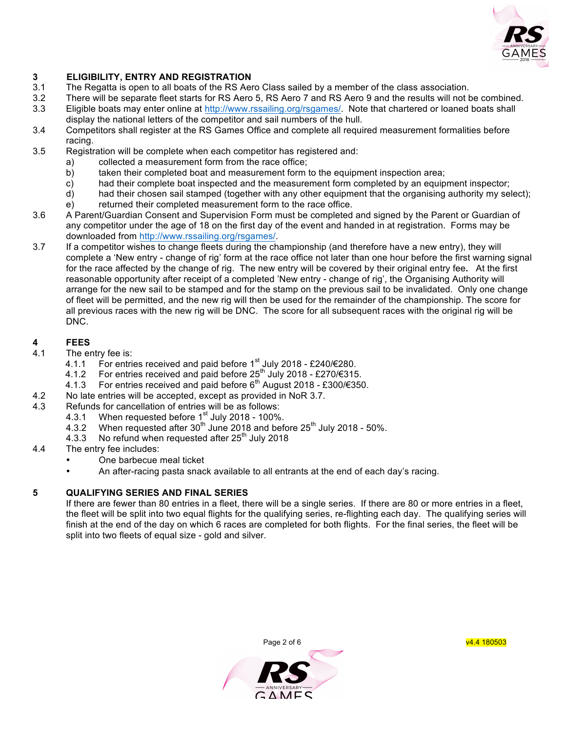## 3 ELIGIBILITY, ENTRY AND REGISTRATION

3.1 The Regatta is open to all boats of the RS Aero Class sailed by a member of the class association.

3.2 There will be separate fleet starts for RS Aero 5, RS Aero 7 and RS Aero 9 and the results will not be combined.

3.3 Eligible boats may enter online at http://www.rssailing.org/rsgames/. Note that chartered or loaned boats shall display the national letters of the competitor and sail numbers of the hull.

3.4 Competitors shall register at the RS Games Office and complete all required measurement formalities before racing.

3.5 Registration will be complete when each competitor has registered and:

- a) collected a measurement form from the race office;
- b) taken their completed boat and measurement form to the equipment inspection area;
- c) had their complete boat inspected and the measurement form completed by an equipment inspector;
- d) had their chosen sail stamped (together with any other equipment that the organising authority my select);
- e) returned their completed measurement form to the race office.

3.6 A Parent/Guardian Consent and Supervision Form must be completed and signed by the Parent or Guardian of any competitor under the age of 18 on the first day of the event and handed in at registration. Forms may be downloaded from http://www.rssailing.org/rsgames/.

3.7 If a competitor wishes to change fleets during the championship (and therefore have a new entry), they will complete a 'New entry - change of rig' form at the race office not later than one hour before the first warning signal for the race affected by the change of rig. The new entry will be covered by their original entry fee**.** At the first reasonable opportunity after receipt of a completed 'New entry - change of rig', the Organising Authority will arrange for the new sail to be stamped and for the stamp on the previous sail to be invalidated. Only one change of fleet will be permitted, and the new rig will then be used for the remainder of the championship. The score for all previous races with the new rig will be DNC. The score for all subsequent races with the original rig will be DNC.

## 4 FEES

4.1 The entry fee is:

- 4.1.1 For entries received and paid before 1st July 2018 - £240/€280.
- 4.1.2 For entries received and paid before 25th July 2018 - £270/€315.
- 4.1.3 For entries received and paid before 6th August 2018 - £300/€350.

4.2 No late entries will be accepted, except as provided in NoR 3.7.

4.3 Refunds for cancellation of entries will be as follows:

- 4.3.1 When requested before 1st July 2018 - 100%.
- 4.3.2 When requested after 30th June 2018 and before 25th July 2018 - 50%.
- 4.3.3 No refund when requested after 25th July 2018

4.4 The entry fee includes:

- One barbecue meal ticket
- An after-racing pasta snack available to all entrants at the end of each day's racing.

## 5 QUALIFYING SERIES AND FINAL SERIES

If there are fewer than 80 entries in a fleet, there will be a single series. If there are 80 or more entries in a fleet, the fleet will be split into two equal flights for the qualifying series, re-flighting each day. The qualifying series will finish at the end of the day on which 6 races are completed for both flights. For the final series, the fleet will be split into two fleets of equal size - gold and silver.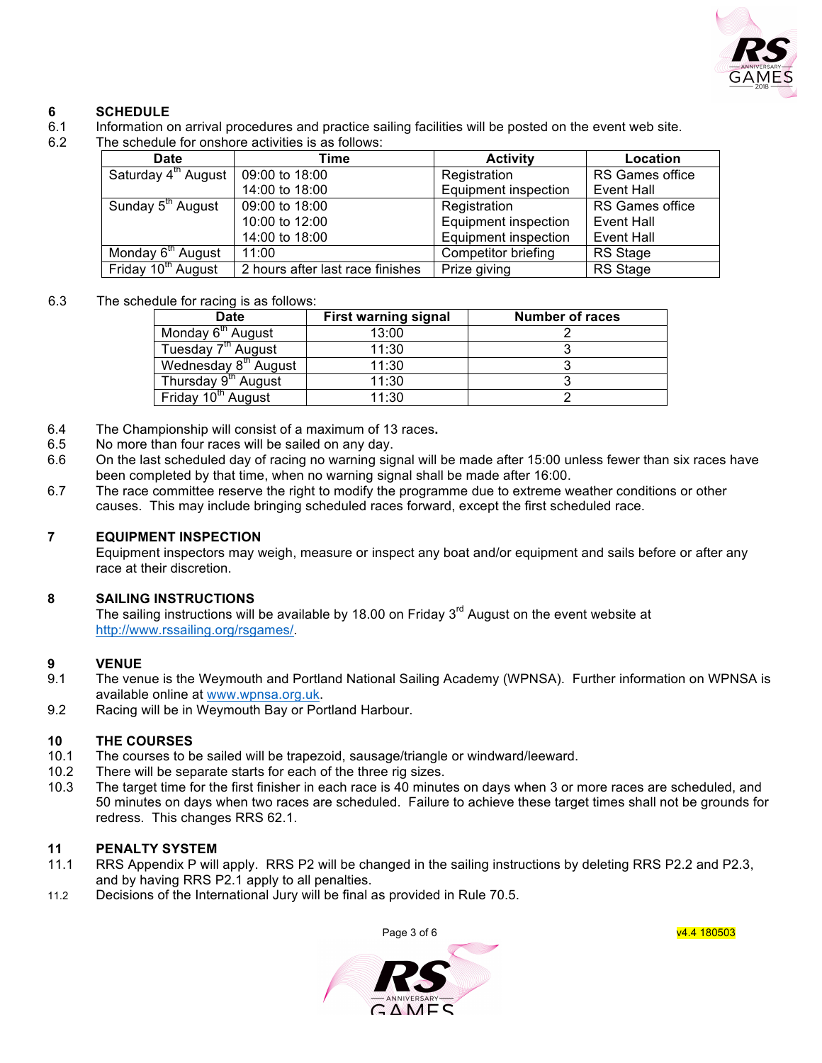## 6 SCHEDULE

6.1 Information on arrival procedures and practice sailing facilities will be posted on the event web site.

6.2 The schedule for onshore activities is as follows:

| Date | Time | Activity | Location |
|---|---|---|---|
| Saturday 4th August | 09:00 to 18:00<br>14:00 to 18:00 | Registration<br>Equipment inspection | RS Games office<br>Event Hall |
| Sunday 5th August | 09:00 to 18:00<br>10:00 to 12:00<br>14:00 to 18:00 | Registration<br>Equipment inspection<br>Equipment inspection | RS Games office<br>Event Hall<br>Event Hall |
| Monday 6th August | 11:00 | Competitor briefing | RS Stage |
| Friday 10th August | 2 hours after last race finishes | Prize giving | RS Stage |

6.3 The schedule for racing is as follows:

| Date | First warning signal | Number of races |
|---|---|---|
| Monday 6th August | 13:00 | 2 |
| Tuesday 7th August | 11:30 | 3 |
| Wednesday 8th August | 11:30 | 3 |
| Thursday 9th August | 11:30 | 3 |
| Friday 10th August | 11:30 | 2 |

6.4 The Championship will consist of a maximum of 13 races**.**

6.5 No more than four races will be sailed on any day.

6.6 On the last scheduled day of racing no warning signal will be made after 15:00 unless fewer than six races have been completed by that time, when no warning signal shall be made after 16:00.

6.7 The race committee reserve the right to modify the programme due to extreme weather conditions or other causes. This may include bringing scheduled races forward, except the first scheduled race.

## 7 EQUIPMENT INSPECTION

Equipment inspectors may weigh, measure or inspect any boat and/or equipment and sails before or after any race at their discretion.

## 8 SAILING INSTRUCTIONS

The sailing instructions will be available by 18.00 on Friday 3rd August on the event website at http://www.rssailing.org/rsgames/.

## 9 VENUE

9.1 The venue is the Weymouth and Portland National Sailing Academy (WPNSA). Further information on WPNSA is available online at www.wpnsa.org.uk.

9.2 Racing will be in Weymouth Bay or Portland Harbour.

## 10 THE COURSES

10.1 The courses to be sailed will be trapezoid, sausage/triangle or windward/leeward.

10.2 There will be separate starts for each of the three rig sizes.

10.3 The target time for the first finisher in each race is 40 minutes on days when 3 or more races are scheduled, and 50 minutes on days when two races are scheduled. Failure to achieve these target times shall not be grounds for redress. This changes RRS 62.1.

## 11 PENALTY SYSTEM

11.1 RRS Appendix P will apply. RRS P2 will be changed in the sailing instructions by deleting RRS P2.2 and P2.3, and by having RRS P2.1 apply to all penalties.

11.2 Decisions of the International Jury will be final as provided in Rule 70.5.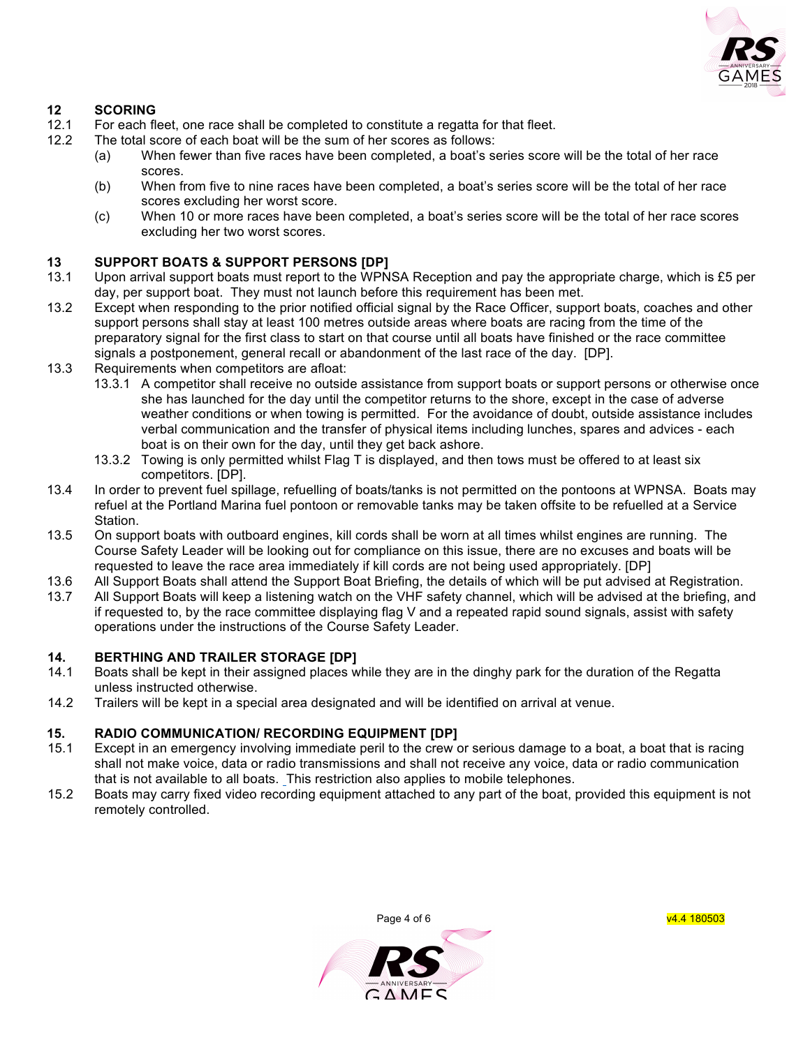## 12 SCORING

12.1 For each fleet, one race shall be completed to constitute a regatta for that fleet.

12.2 The total score of each boat will be the sum of her scores as follows:

- (a) When fewer than five races have been completed, a boat's series score will be the total of her race scores.
- (b) When from five to nine races have been completed, a boat's series score will be the total of her race scores excluding her worst score.
- (c) When 10 or more races have been completed, a boat's series score will be the total of her race scores excluding her two worst scores.

## 13 SUPPORT BOATS & SUPPORT PERSONS [DP]

13.1 Upon arrival support boats must report to the WPNSA Reception and pay the appropriate charge, which is £5 per day, per support boat. They must not launch before this requirement has been met.

13.2 Except when responding to the prior notified official signal by the Race Officer, support boats, coaches and other support persons shall stay at least 100 metres outside areas where boats are racing from the time of the preparatory signal for the first class to start on that course until all boats have finished or the race committee signals a postponement, general recall or abandonment of the last race of the day. [DP].

13.3 Requirements when competitors are afloat:

- 13.3.1 A competitor shall receive no outside assistance from support boats or support persons or otherwise once she has launched for the day until the competitor returns to the shore, except in the case of adverse weather conditions or when towing is permitted. For the avoidance of doubt, outside assistance includes verbal communication and the transfer of physical items including lunches, spares and advices - each boat is on their own for the day, until they get back ashore.
- 13.3.2 Towing is only permitted whilst Flag T is displayed, and then tows must be offered to at least six competitors. [DP].

13.4 In order to prevent fuel spillage, refuelling of boats/tanks is not permitted on the pontoons at WPNSA. Boats may refuel at the Portland Marina fuel pontoon or removable tanks may be taken offsite to be refuelled at a Service Station.

13.5 On support boats with outboard engines, kill cords shall be worn at all times whilst engines are running. The Course Safety Leader will be looking out for compliance on this issue, there are no excuses and boats will be requested to leave the race area immediately if kill cords are not being used appropriately. [DP]

13.6 All Support Boats shall attend the Support Boat Briefing, the details of which will be put advised at Registration.

13.7 All Support Boats will keep a listening watch on the VHF safety channel, which will be advised at the briefing, and if requested to, by the race committee displaying flag V and a repeated rapid sound signals, assist with safety operations under the instructions of the Course Safety Leader.

## 14. BERTHING AND TRAILER STORAGE [DP]

14.1 Boats shall be kept in their assigned places while they are in the dinghy park for the duration of the Regatta unless instructed otherwise.

14.2 Trailers will be kept in a special area designated and will be identified on arrival at venue.

## 15. RADIO COMMUNICATION/ RECORDING EQUIPMENT [DP]

15.1 Except in an emergency involving immediate peril to the crew or serious damage to a boat, a boat that is racing shall not make voice, data or radio transmissions and shall not receive any voice, data or radio communication that is not available to all boats. This restriction also applies to mobile telephones.

15.2 Boats may carry fixed video recording equipment attached to any part of the boat, provided this equipment is not remotely controlled.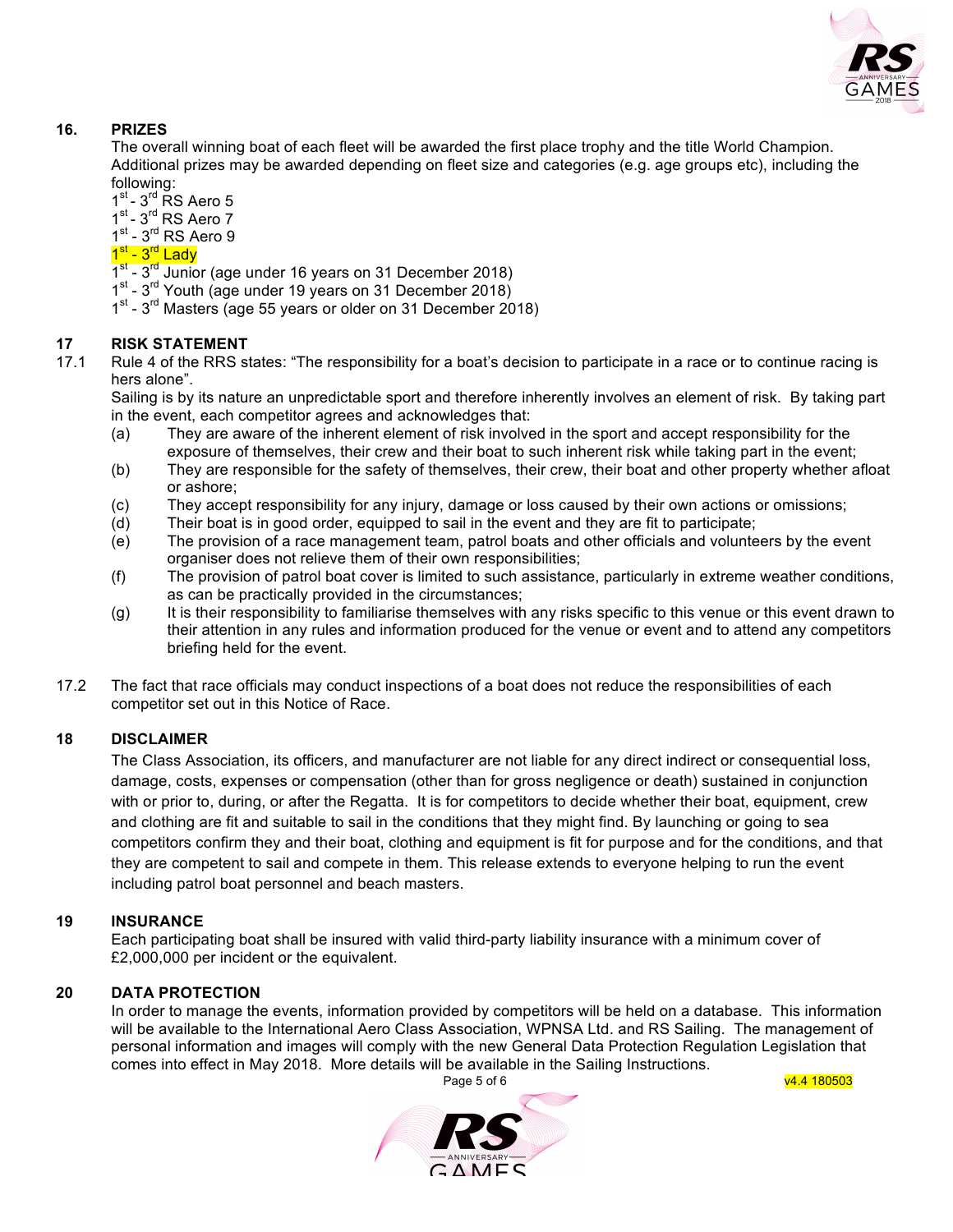## 16. PRIZES

The overall winning boat of each fleet will be awarded the first place trophy and the title World Champion. Additional prizes may be awarded depending on fleet size and categories (e.g. age groups etc), including the following:

1st - 3rd RS Aero 5
1st - 3rd RS Aero 7
1st - 3rd RS Aero 9
1st - 3rd Lady
1st - 3rd Junior (age under 16 years on 31 December 2018)
1st - 3rd Youth (age under 19 years on 31 December 2018)
1st - 3rd Masters (age 55 years or older on 31 December 2018)

## 17 RISK STATEMENT

17.1 Rule 4 of the RRS states: "The responsibility for a boat's decision to participate in a race or to continue racing is hers alone".

Sailing is by its nature an unpredictable sport and therefore inherently involves an element of risk. By taking part in the event, each competitor agrees and acknowledges that:

- (a) They are aware of the inherent element of risk involved in the sport and accept responsibility for the exposure of themselves, their crew and their boat to such inherent risk while taking part in the event;
- (b) They are responsible for the safety of themselves, their crew, their boat and other property whether afloat or ashore;
- (c) They accept responsibility for any injury, damage or loss caused by their own actions or omissions;
- (d) Their boat is in good order, equipped to sail in the event and they are fit to participate;
- (e) The provision of a race management team, patrol boats and other officials and volunteers by the event organiser does not relieve them of their own responsibilities;
- (f) The provision of patrol boat cover is limited to such assistance, particularly in extreme weather conditions, as can be practically provided in the circumstances;
- (g) It is their responsibility to familiarise themselves with any risks specific to this venue or this event drawn to their attention in any rules and information produced for the venue or event and to attend any competitors briefing held for the event.

17.2 The fact that race officials may conduct inspections of a boat does not reduce the responsibilities of each competitor set out in this Notice of Race.

## 18 DISCLAIMER

The Class Association, its officers, and manufacturer are not liable for any direct indirect or consequential loss, damage, costs, expenses or compensation (other than for gross negligence or death) sustained in conjunction with or prior to, during, or after the Regatta. It is for competitors to decide whether their boat, equipment, crew and clothing are fit and suitable to sail in the conditions that they might find. By launching or going to sea competitors confirm they and their boat, clothing and equipment is fit for purpose and for the conditions, and that they are competent to sail and compete in them. This release extends to everyone helping to run the event including patrol boat personnel and beach masters.

## 19 INSURANCE

Each participating boat shall be insured with valid third-party liability insurance with a minimum cover of £2,000,000 per incident or the equivalent.

## 20 DATA PROTECTION

In order to manage the events, information provided by competitors will be held on a database. This information will be available to the International Aero Class Association, WPNSA Ltd. and RS Sailing. The management of personal information and images will comply with the new General Data Protection Regulation Legislation that comes into effect in May 2018. More details will be available in the Sailing Instructions.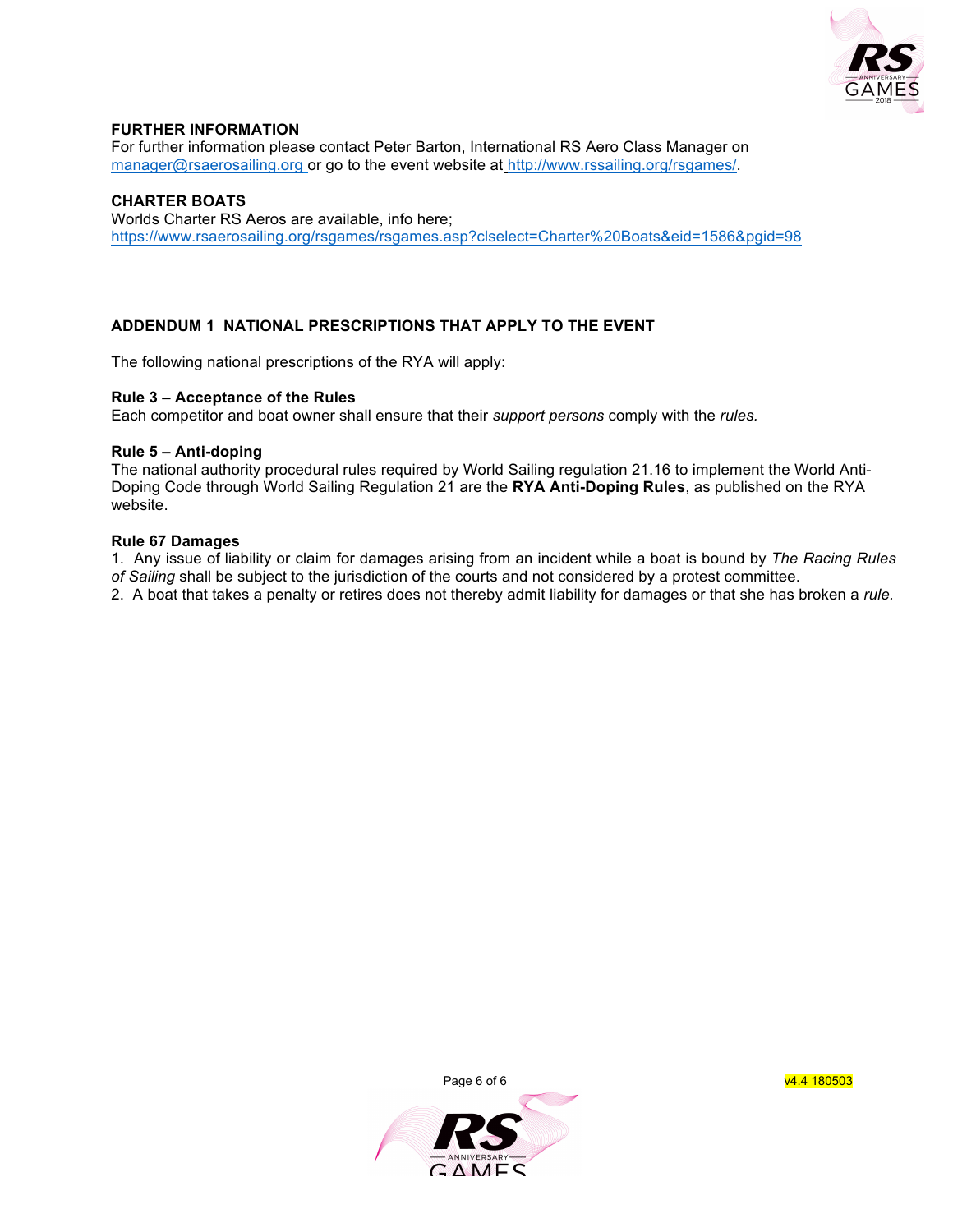**FURTHER INFORMATION**
For further information please contact Peter Barton, International RS Aero Class Manager on manager@rsaerosailing.org or go to the event website at http://www.rssailing.org/rsgames/.

**CHARTER BOATS**
Worlds Charter RS Aeros are available, info here;
https://www.rsaerosailing.org/rsgames/rsgames.asp?clselect=Charter%20Boats&eid=1586&pgid=98

## ADDENDUM 1 NATIONAL PRESCRIPTIONS THAT APPLY TO THE EVENT

The following national prescriptions of the RYA will apply:

**Rule 3 – Acceptance of the Rules**
Each competitor and boat owner shall ensure that their *support persons* comply with the *rules.*

**Rule 5 – Anti-doping**
The national authority procedural rules required by World Sailing regulation 21.16 to implement the World Anti-Doping Code through World Sailing Regulation 21 are the **RYA Anti-Doping Rules**, as published on the RYA website.

**Rule 67 Damages**
1. Any issue of liability or claim for damages arising from an incident while a boat is bound by *The Racing Rules of Sailing* shall be subject to the jurisdiction of the courts and not considered by a protest committee.
2. A boat that takes a penalty or retires does not thereby admit liability for damages or that she has broken a *rule*.